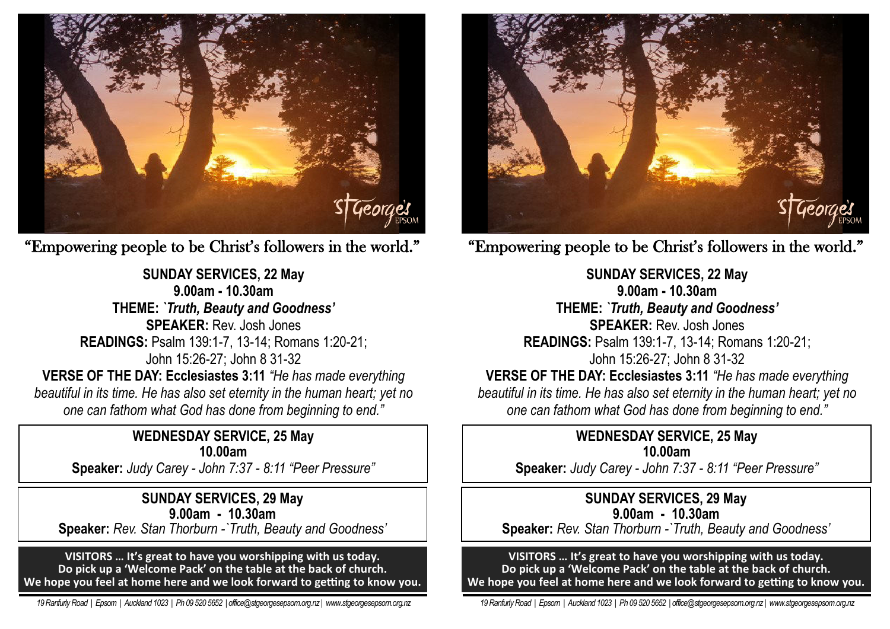"Empowering people to be Christ's followers in the world."

**SUNDAY SERVICES, 22 May**
**9.00am - 10.30am**
**THEME:** ***`Truth, Beauty and Goodness'***
**SPEAKER:** Rev. Josh Jones
**READINGS:** Psalm 139:1-7, 13-14; Romans 1:20-21; John 15:26-27; John 8 31-32
**VERSE OF THE DAY: Ecclesiastes 3:11** *"He has made everything beautiful in its time. He has also set eternity in the human heart; yet no one can fathom what God has done from beginning to end."*

**WEDNESDAY SERVICE, 25 May**
**10.00am**
**Speaker:** *Judy Carey - John 7:37 - 8:11 "Peer Pressure"*

**SUNDAY SERVICES, 29 May**
**9.00am - 10.30am**
**Speaker:** *Rev. Stan Thorburn -`Truth, Beauty and Goodness'*

**VISITORS … It's great to have you worshipping with us today.**
**Do pick up a 'Welcome Pack' on the table at the back of church.**
**We hope you feel at home here and we look forward to getting to know you.**

*19 Ranfurly Road | Epsom | Auckland 1023 | Ph 09 520 5652 | office@stgeorgesepsom.org.nz | www.stgeorgesepsom.org.nz*

"Empowering people to be Christ's followers in the world."

**SUNDAY SERVICES, 22 May**
**9.00am - 10.30am**
**THEME:** ***`Truth, Beauty and Goodness'***
**SPEAKER:** Rev. Josh Jones
**READINGS:** Psalm 139:1-7, 13-14; Romans 1:20-21; John 15:26-27; John 8 31-32
**VERSE OF THE DAY: Ecclesiastes 3:11** *"He has made everything beautiful in its time. He has also set eternity in the human heart; yet no one can fathom what God has done from beginning to end."*

**WEDNESDAY SERVICE, 25 May**
**10.00am**
**Speaker:** *Judy Carey - John 7:37 - 8:11 "Peer Pressure"*

**SUNDAY SERVICES, 29 May**
**9.00am - 10.30am**
**Speaker:** *Rev. Stan Thorburn -`Truth, Beauty and Goodness'*

**VISITORS … It's great to have you worshipping with us today.**
**Do pick up a 'Welcome Pack' on the table at the back of church.**
**We hope you feel at home here and we look forward to getting to know you.**

*19 Ranfurly Road | Epsom | Auckland 1023 | Ph 09 520 5652 | office@stgeorgesepsom.org.nz | www.stgeorgesepsom.org.nz*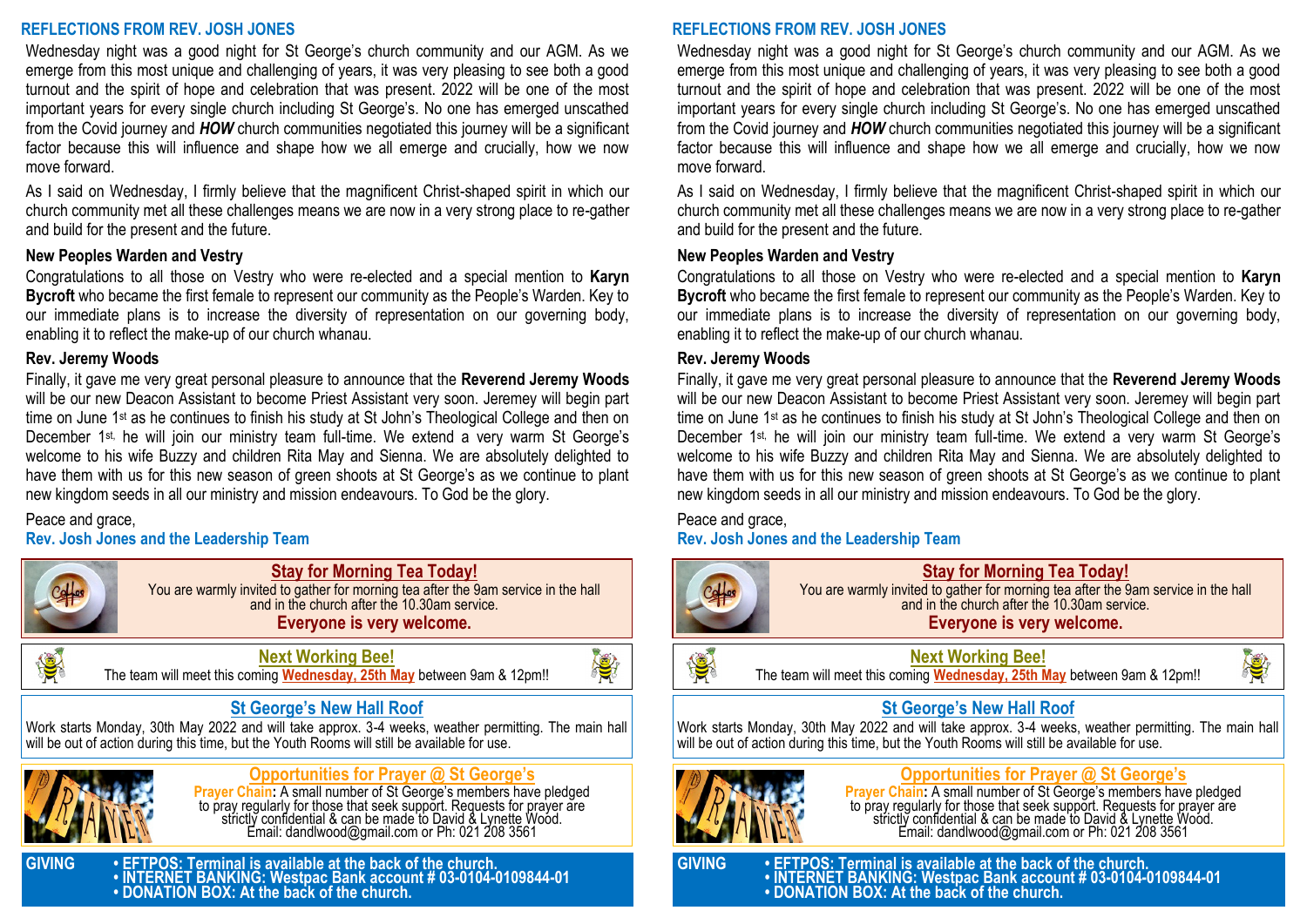## REFLECTIONS FROM REV. JOSH JONES

Wednesday night was a good night for St George's church community and our AGM. As we emerge from this most unique and challenging of years, it was very pleasing to see both a good turnout and the spirit of hope and celebration that was present. 2022 will be one of the most important years for every single church including St George's. No one has emerged unscathed from the Covid journey and ***HOW*** church communities negotiated this journey will be a significant factor because this will influence and shape how we all emerge and crucially, how we now move forward.

As I said on Wednesday, I firmly believe that the magnificent Christ-shaped spirit in which our church community met all these challenges means we are now in a very strong place to re-gather and build for the present and the future.

### New Peoples Warden and Vestry

Congratulations to all those on Vestry who were re-elected and a special mention to **Karyn Bycroft** who became the first female to represent our community as the People's Warden. Key to our immediate plans is to increase the diversity of representation on our governing body, enabling it to reflect the make-up of our church whanau.

### Rev. Jeremy Woods

Finally, it gave me very great personal pleasure to announce that the **Reverend Jeremy Woods** will be our new Deacon Assistant to become Priest Assistant very soon. Jeremey will begin part time on June 1st as he continues to finish his study at St John's Theological College and then on December 1st, he will join our ministry team full-time. We extend a very warm St George's welcome to his wife Buzzy and children Rita May and Sienna. We are absolutely delighted to have them with us for this new season of green shoots at St George's as we continue to plant new kingdom seeds in all our ministry and mission endeavours. To God be the glory.

Peace and grace,

**Rev. Josh Jones and the Leadership Team**

### Stay for Morning Tea Today!

You are warmly invited to gather for morning tea after the 9am service in the hall and in the church after the 10.30am service.

**Everyone is very welcome.**

### Next Working Bee!

The team will meet this coming **Wednesday, 25th May** between 9am & 12pm!!

### St George's New Hall Roof

Work starts Monday, 30th May 2022 and will take approx. 3-4 weeks, weather permitting. The main hall will be out of action during this time, but the Youth Rooms will still be available for use.

### Opportunities for Prayer @ St George's

**Prayer Chain:** A small number of St George's members have pledged to pray regularly for those that seek support. Requests for prayer are strictly confidential & can be made to David & Lynette Wood. Email: dandlwood@gmail.com or Ph: 021 208 3561

**GIVING**
- **EFTPOS: Terminal is available at the back of the church.**
- **INTERNET BANKING: Westpac Bank account # 03-0104-0109844-01**
- **DONATION BOX: At the back of the church.**

## REFLECTIONS FROM REV. JOSH JONES

Wednesday night was a good night for St George's church community and our AGM. As we emerge from this most unique and challenging of years, it was very pleasing to see both a good turnout and the spirit of hope and celebration that was present. 2022 will be one of the most important years for every single church including St George's. No one has emerged unscathed from the Covid journey and ***HOW*** church communities negotiated this journey will be a significant factor because this will influence and shape how we all emerge and crucially, how we now move forward.

As I said on Wednesday, I firmly believe that the magnificent Christ-shaped spirit in which our church community met all these challenges means we are now in a very strong place to re-gather and build for the present and the future.

### New Peoples Warden and Vestry

Congratulations to all those on Vestry who were re-elected and a special mention to **Karyn Bycroft** who became the first female to represent our community as the People's Warden. Key to our immediate plans is to increase the diversity of representation on our governing body, enabling it to reflect the make-up of our church whanau.

### Rev. Jeremy Woods

Finally, it gave me very great personal pleasure to announce that the **Reverend Jeremy Woods** will be our new Deacon Assistant to become Priest Assistant very soon. Jeremey will begin part time on June 1st as he continues to finish his study at St John's Theological College and then on December 1st, he will join our ministry team full-time. We extend a very warm St George's welcome to his wife Buzzy and children Rita May and Sienna. We are absolutely delighted to have them with us for this new season of green shoots at St George's as we continue to plant new kingdom seeds in all our ministry and mission endeavours. To God be the glory.

Peace and grace,

**Rev. Josh Jones and the Leadership Team**

### Stay for Morning Tea Today!

You are warmly invited to gather for morning tea after the 9am service in the hall and in the church after the 10.30am service.

**Everyone is very welcome.**

### Next Working Bee!

The team will meet this coming **Wednesday, 25th May** between 9am & 12pm!!

### St George's New Hall Roof

Work starts Monday, 30th May 2022 and will take approx. 3-4 weeks, weather permitting. The main hall will be out of action during this time, but the Youth Rooms will still be available for use.

### Opportunities for Prayer @ St George's

**Prayer Chain:** A small number of St George's members have pledged to pray regularly for those that seek support. Requests for prayer are strictly confidential & can be made to David & Lynette Wood. Email: dandlwood@gmail.com or Ph: 021 208 3561

**GIVING**
- **EFTPOS: Terminal is available at the back of the church.**
- **INTERNET BANKING: Westpac Bank account # 03-0104-0109844-01**
- **DONATION BOX: At the back of the church.**